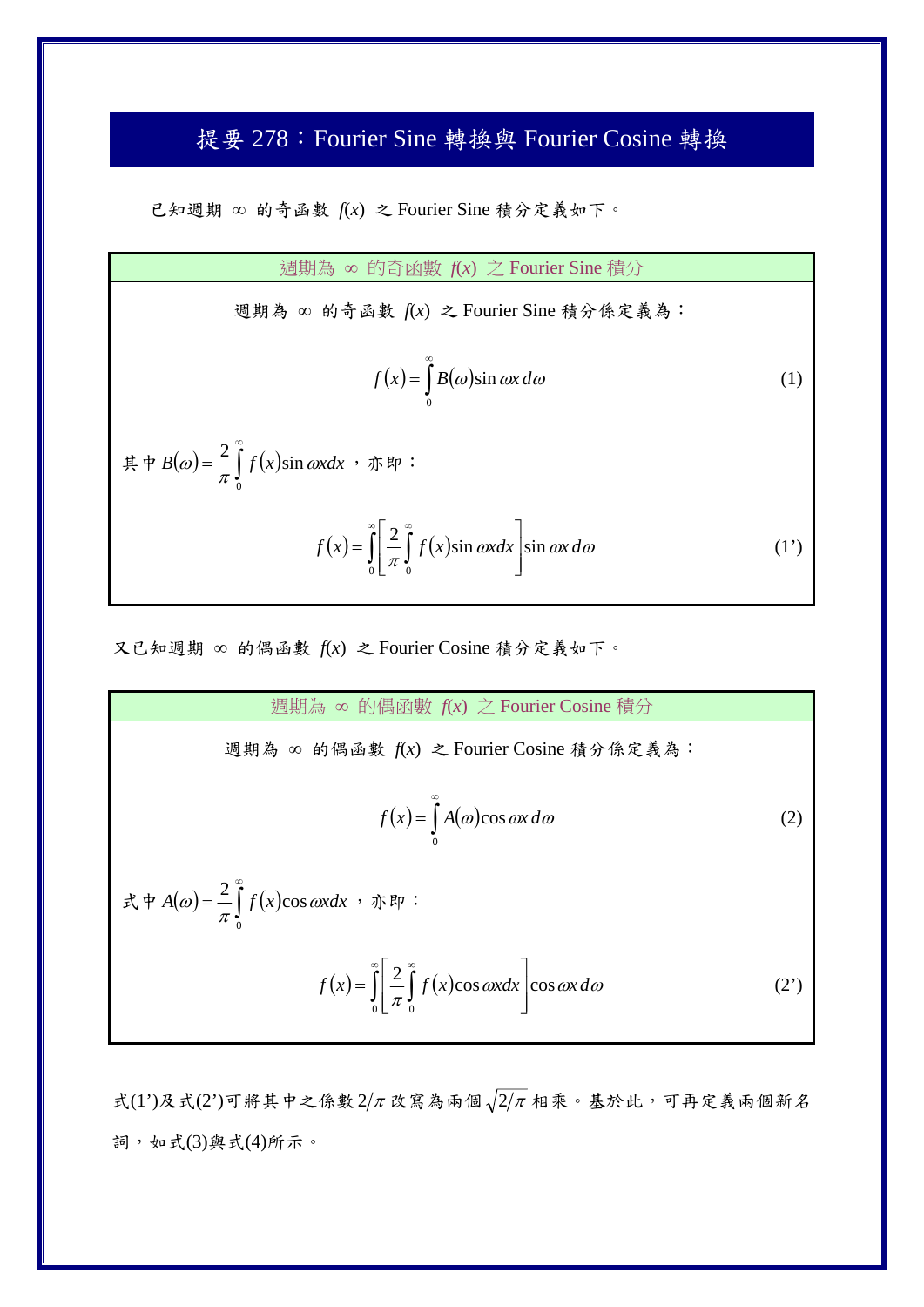# 提要 278：Fourier Sine 轉換與 Fourier Cosine 轉換

已知週期 $\infty$ 的奇函數 $f(x)$ 之 Fourier Sine 積分定義如下。

**週期為 $\infty$ 的奇函數 $f(x)$ 之 Fourier Sine 積分**

週期為 $\infty$ 的奇函數 $f(x)$ 之 Fourier Sine 積分係定義為：

$$f(x)=\int_0^\infty B(\omega)\sin\omega x\,d\omega \tag{1}$$

其中 $B(\omega)=\dfrac{2}{\pi}\displaystyle\int_0^\infty f(x)\sin\omega x dx$，亦即：

$$f(x)=\int_0^\infty\left[\frac{2}{\pi}\int_0^\infty f(x)\sin\omega x dx\right]\sin\omega x\,d\omega \tag{1'}$$

又已知週期 $\infty$ 的偶函數 $f(x)$ 之 Fourier Cosine 積分定義如下。

**週期為 $\infty$ 的偶函數 $f(x)$ 之 Fourier Cosine 積分**

週期為 $\infty$ 的偶函數 $f(x)$ 之 Fourier Cosine 積分係定義為：

$$f(x)=\int_0^\infty A(\omega)\cos\omega x\,d\omega \tag{2}$$

式中 $A(\omega)=\dfrac{2}{\pi}\displaystyle\int_0^\infty f(x)\cos\omega x dx$，亦即：

$$f(x)=\int_0^\infty\left[\frac{2}{\pi}\int_0^\infty f(x)\cos\omega x dx\right]\cos\omega x\,d\omega \tag{2'}$$

式(1')及式(2')可將其中之係數 $2/\pi$ 改寫為兩個 $\sqrt{2/\pi}$ 相乘。基於此，可再定義兩個新名詞，如式(3)與式(4)所示。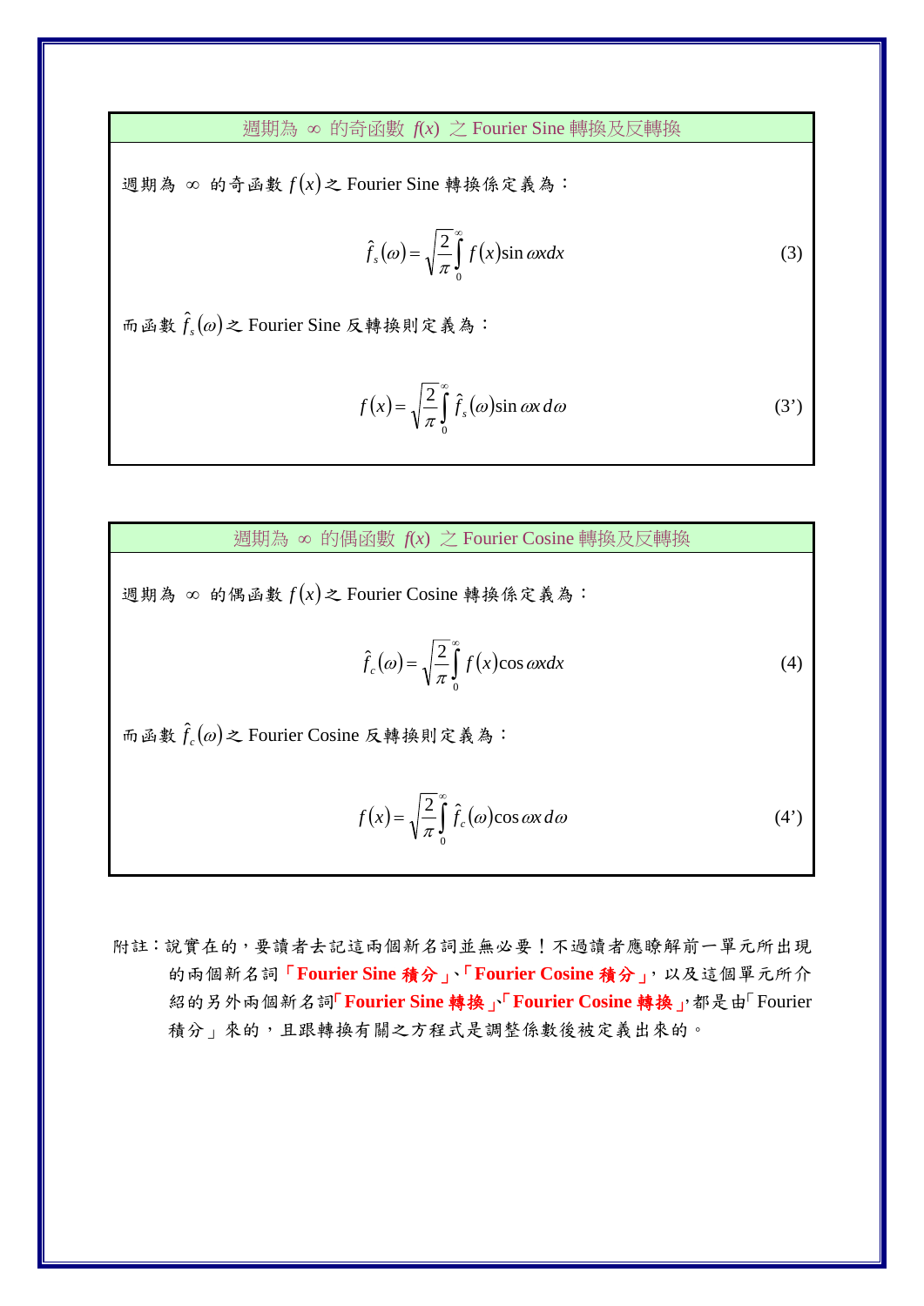### 週期為 ∞ 的奇函數 $f(x)$ 之 Fourier Sine 轉換及反轉換

週期為 ∞ 的奇函數 $f(x)$ 之 Fourier Sine 轉換係定義為：

$$\hat{f}_s(\omega) = \sqrt{\frac{2}{\pi}} \int_0^{\infty} f(x) \sin \omega x dx \tag{3}$$

而函數 $\hat{f}_s(\omega)$ 之 Fourier Sine 反轉換則定義為：

$$f(x) = \sqrt{\frac{2}{\pi}} \int_0^{\infty} \hat{f}_s(\omega) \sin \omega x \, d\omega \tag{3'}$$

### 週期為 ∞ 的偶函數 $f(x)$ 之 Fourier Cosine 轉換及反轉換

週期為 ∞ 的偶函數 $f(x)$ 之 Fourier Cosine 轉換係定義為：

$$\hat{f}_c(\omega) = \sqrt{\frac{2}{\pi}} \int_0^{\infty} f(x) \cos \omega x dx \tag{4}$$

而函數 $\hat{f}_c(\omega)$ 之 Fourier Cosine 反轉換則定義為：

$$f(x) = \sqrt{\frac{2}{\pi}} \int_0^{\infty} \hat{f}_c(\omega) \cos \omega x \, d\omega \tag{4'}$$

附註：說實在的，要讀者去記這兩個新名詞並無必要！不過讀者應瞭解前一單元所出現的兩個新名詞**「Fourier Sine 積分」**、**「Fourier Cosine 積分」**，以及這個單元所介紹的另外兩個新名詞**「Fourier Sine 轉換」**、**「Fourier Cosine 轉換」**，都是由「Fourier 積分」來的，且跟轉換有關之方程式是調整係數後被定義出來的。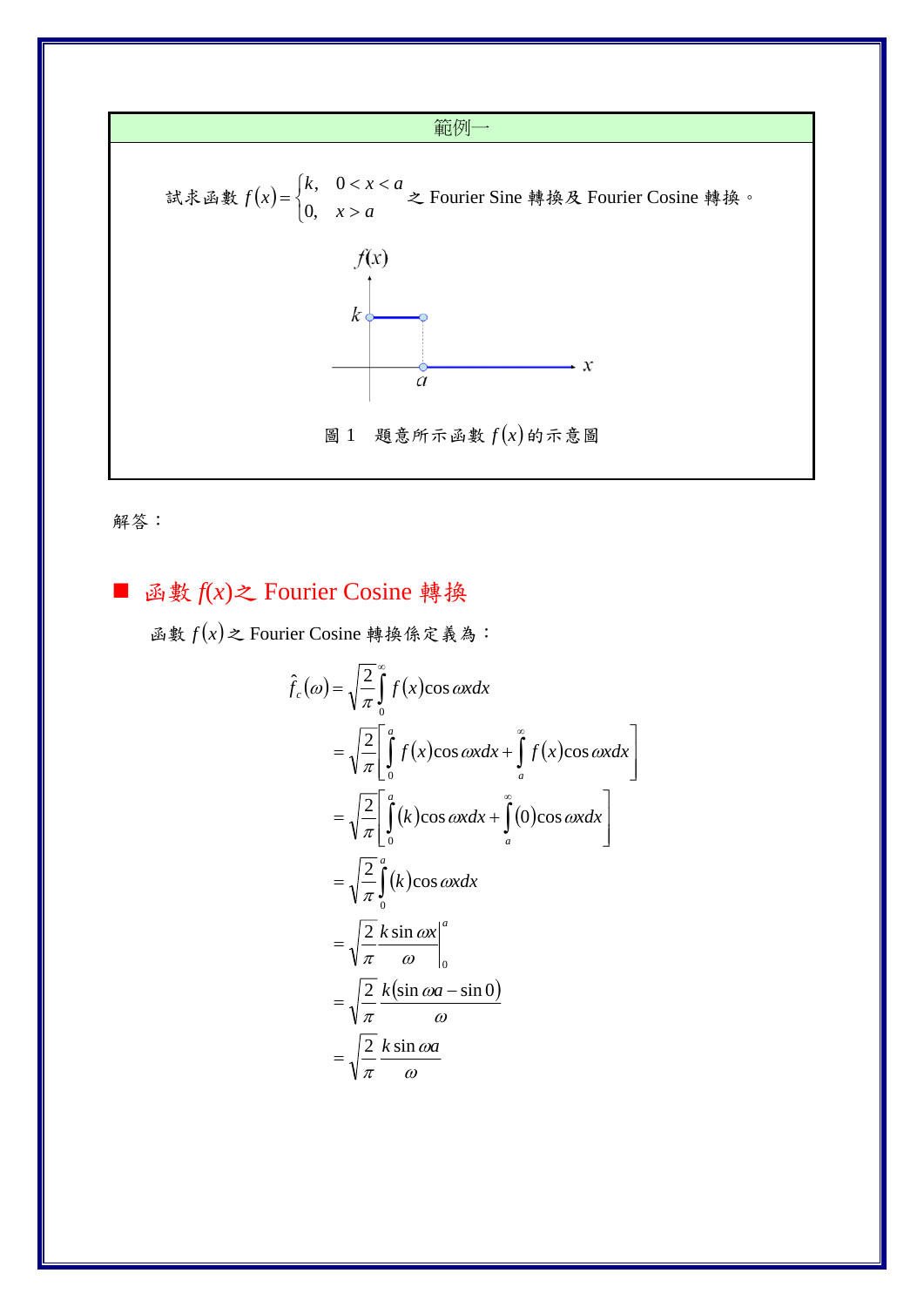範例一

試求函數 $f(x)=\begin{cases} k, & 0<x<a \\ 0, & x>a \end{cases}$ 之 Fourier Sine 轉換及 Fourier Cosine 轉換。

圖 1　題意所示函數 $f(x)$ 的示意圖

解答：

## ■ 函數 $f(x)$ 之 Fourier Cosine 轉換

函數 $f(x)$ 之 Fourier Cosine 轉換係定義為：

$$
\begin{aligned}
\hat{f}_c(\omega) &= \sqrt{\frac{2}{\pi}}\int_0^\infty f(x)\cos\omega x dx \\
&= \sqrt{\frac{2}{\pi}}\left[\int_0^a f(x)\cos\omega x dx + \int_a^\infty f(x)\cos\omega x dx\right] \\
&= \sqrt{\frac{2}{\pi}}\left[\int_0^a (k)\cos\omega x dx + \int_a^\infty (0)\cos\omega x dx\right] \\
&= \sqrt{\frac{2}{\pi}}\int_0^a (k)\cos\omega x dx \\
&= \sqrt{\frac{2}{\pi}}\left.\frac{k\sin\omega x}{\omega}\right|_0^a \\
&= \sqrt{\frac{2}{\pi}}\frac{k(\sin\omega a - \sin 0)}{\omega} \\
&= \sqrt{\frac{2}{\pi}}\frac{k\sin\omega a}{\omega}
\end{aligned}
$$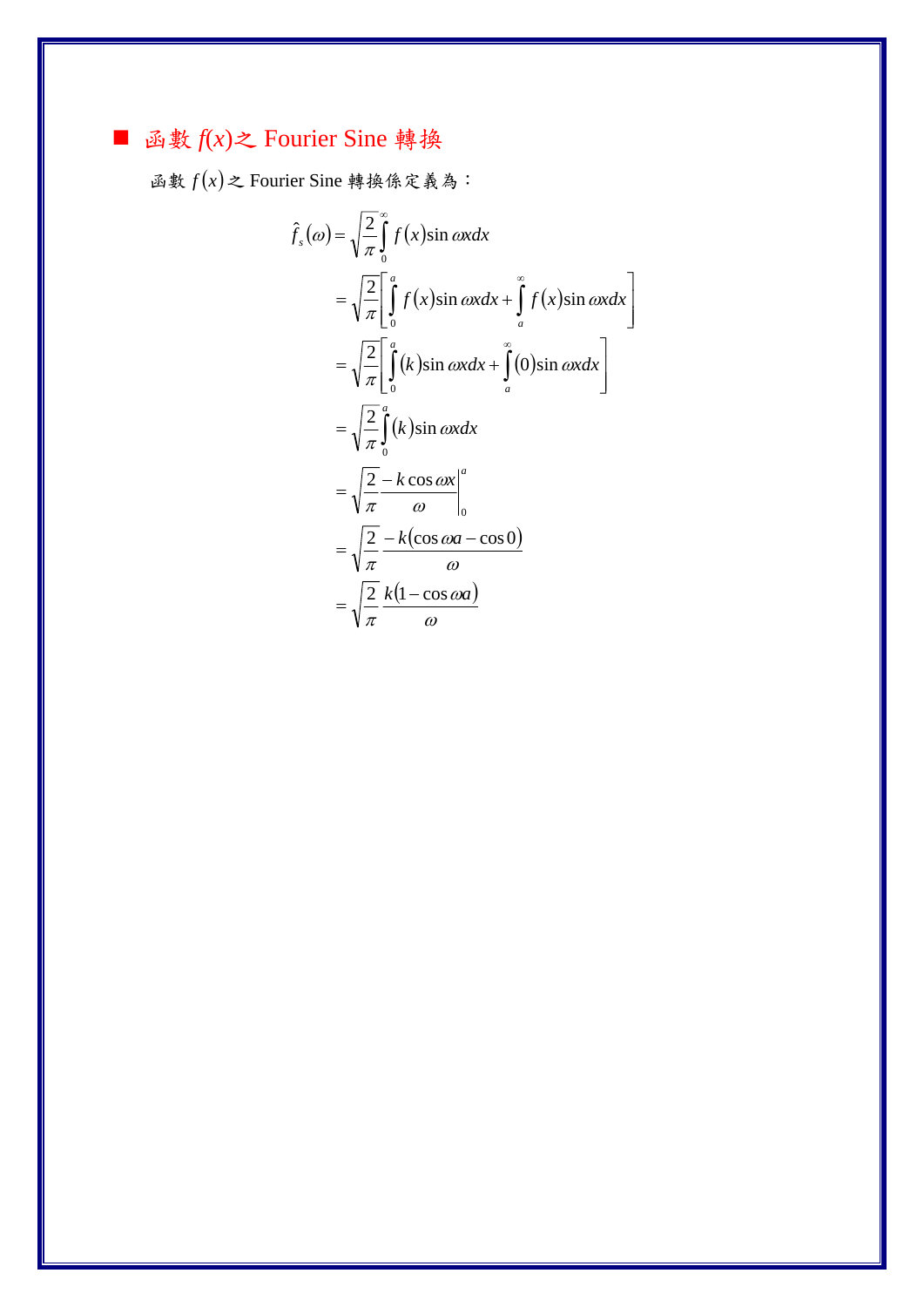## ■ 函數 $f(x)$之 Fourier Sine 轉換

函數 $f(x)$之 Fourier Sine 轉換係定義為：

$$
\begin{aligned}
\hat{f}_s(\omega) &= \sqrt{\frac{2}{\pi}}\int_0^\infty f(x)\sin\omega x dx \\
&= \sqrt{\frac{2}{\pi}}\left[\int_0^a f(x)\sin\omega x dx + \int_a^\infty f(x)\sin\omega x dx\right] \\
&= \sqrt{\frac{2}{\pi}}\left[\int_0^a (k)\sin\omega x dx + \int_a^\infty (0)\sin\omega x dx\right] \\
&= \sqrt{\frac{2}{\pi}}\int_0^a (k)\sin\omega x dx \\
&= \sqrt{\frac{2}{\pi}}\left.\frac{-k\cos\omega x}{\omega}\right|_0^a \\
&= \sqrt{\frac{2}{\pi}}\frac{-k(\cos\omega a - \cos 0)}{\omega} \\
&= \sqrt{\frac{2}{\pi}}\frac{k(1-\cos\omega a)}{\omega}
\end{aligned}
$$